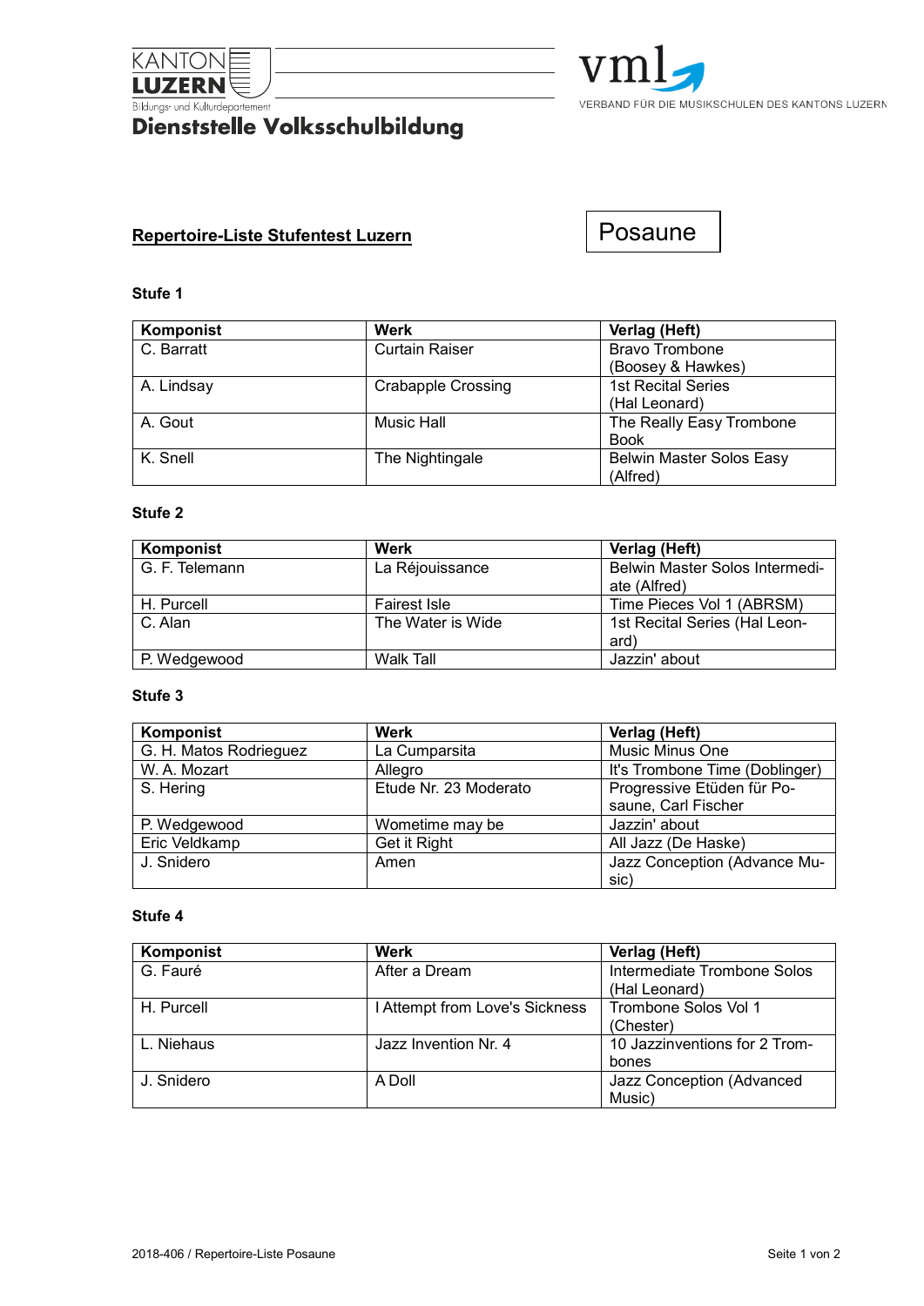KANTON LUZERN

Bildungs- und Kulturdepartement

**Dienststelle Volksschulbildung**

vml

VERBAND FÜR DIE MUSIKSCHULEN DES KANTONS LUZERN

**Repertoire-Liste Stufentest Luzern**

Posaune

### Stufe 1

| Komponist | Werk | Verlag (Heft) |
|---|---|---|
| C. Barratt | Curtain Raiser | Bravo Trombone (Boosey & Hawkes) |
| A. Lindsay | Crabapple Crossing | 1st Recital Series (Hal Leonard) |
| A. Gout | Music Hall | The Really Easy Trombone Book |
| K. Snell | The Nightingale | Belwin Master Solos Easy (Alfred) |

### Stufe 2

| Komponist | Werk | Verlag (Heft) |
|---|---|---|
| G. F. Telemann | La Réjouissance | Belwin Master Solos Intermediate (Alfred) |
| H. Purcell | Fairest Isle | Time Pieces Vol 1 (ABRSM) |
| C. Alan | The Water is Wide | 1st Recital Series (Hal Leonard) |
| P. Wedgewood | Walk Tall | Jazzin' about |

### Stufe 3

| Komponist | Werk | Verlag (Heft) |
|---|---|---|
| G. H. Matos Rodrieguez | La Cumparsita | Music Minus One |
| W. A. Mozart | Allegro | It's Trombone Time (Doblinger) |
| S. Hering | Etude Nr. 23 Moderato | Progressive Etüden für Posaune, Carl Fischer |
| P. Wedgewood | Wometime may be | Jazzin' about |
| Eric Veldkamp | Get it Right | All Jazz (De Haske) |
| J. Snidero | Amen | Jazz Conception (Advance Music) |

### Stufe 4

| Komponist | Werk | Verlag (Heft) |
|---|---|---|
| G. Fauré | After a Dream | Intermediate Trombone Solos (Hal Leonard) |
| H. Purcell | I Attempt from Love's Sickness | Trombone Solos Vol 1 (Chester) |
| L. Niehaus | Jazz Invention Nr. 4 | 10 Jazzinventions for 2 Trombones |
| J. Snidero | A Doll | Jazz Conception (Advanced Music) |

2018-406 / Repertoire-Liste Posaune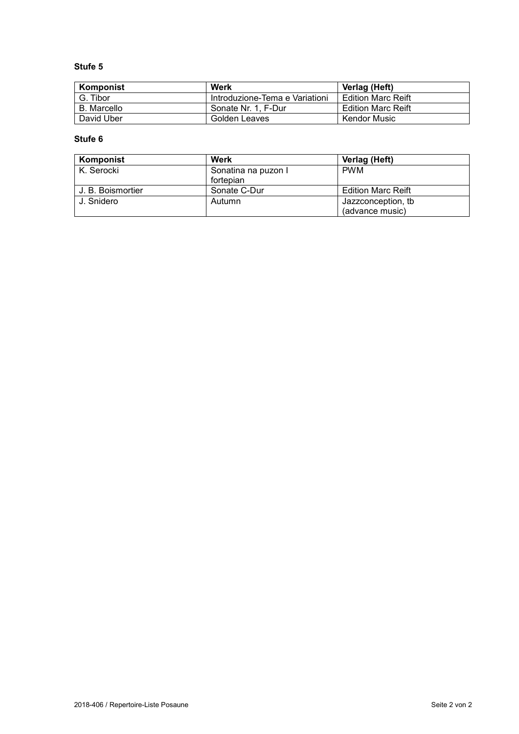**Stufe 5**

| Komponist | Werk | Verlag (Heft) |
|---|---|---|
| G. Tibor | Introduzione-Tema e Variationi | Edition Marc Reift |
| B. Marcello | Sonate Nr. 1, F-Dur | Edition Marc Reift |
| David Uber | Golden Leaves | Kendor Music |

**Stufe 6**

| Komponist | Werk | Verlag (Heft) |
|---|---|---|
| K. Serocki | Sonatina na puzon I fortepian | PWM |
| J. B. Boismortier | Sonate C-Dur | Edition Marc Reift |
| J. Snidero | Autumn | Jazzconception, tb (advance music) |